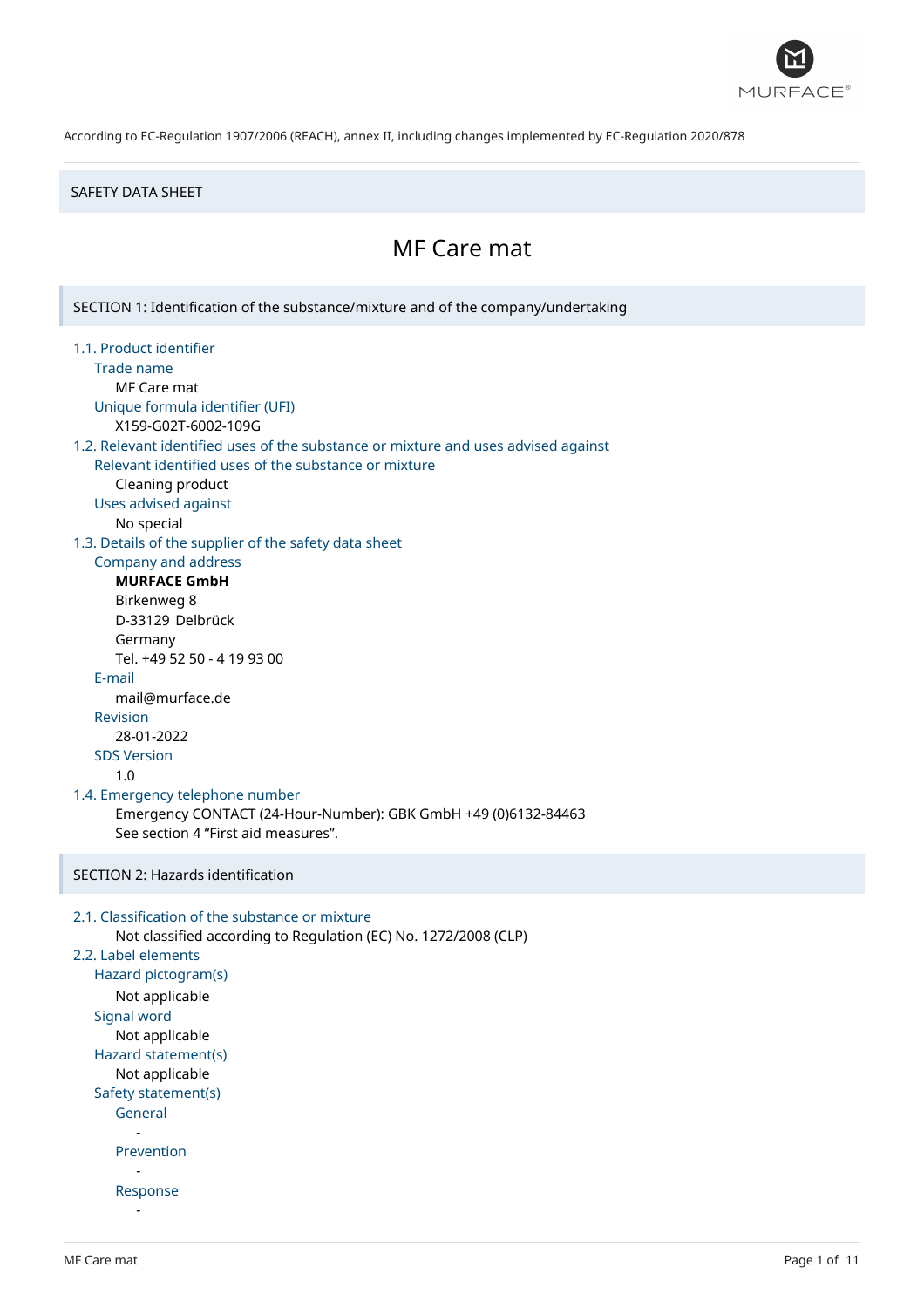According to EC-Regulation 1907/2006 (REACH), annex II, including changes implemented by EC-Regulation 2020/878

SAFETY DATA SHEET

# MF Care mat

## SECTION 1: Identification of the substance/mixture and of the company/undertaking

### 1.1. Product identifier

Trade name

MF Care mat

Unique formula identifier (UFI)

X159-G02T-6002-109G

### 1.2. Relevant identified uses of the substance or mixture and uses advised against

Relevant identified uses of the substance or mixture

Cleaning product

Uses advised against

No special

### 1.3. Details of the supplier of the safety data sheet

Company and address

**MURFACE GmbH**
Birkenweg 8
D-33129 Delbrück
Germany
Tel. +49 52 50 - 4 19 93 00

E-mail

mail@murface.de

Revision

28-01-2022

SDS Version

1.0

### 1.4. Emergency telephone number

Emergency CONTACT (24-Hour-Number): GBK GmbH +49 (0)6132-84463
See section 4 "First aid measures".

## SECTION 2: Hazards identification

### 2.1. Classification of the substance or mixture

Not classified according to Regulation (EC) No. 1272/2008 (CLP)

### 2.2. Label elements

Hazard pictogram(s)

Not applicable

Signal word

Not applicable

Hazard statement(s)

Not applicable

Safety statement(s)

General

-

Prevention

-

Response

-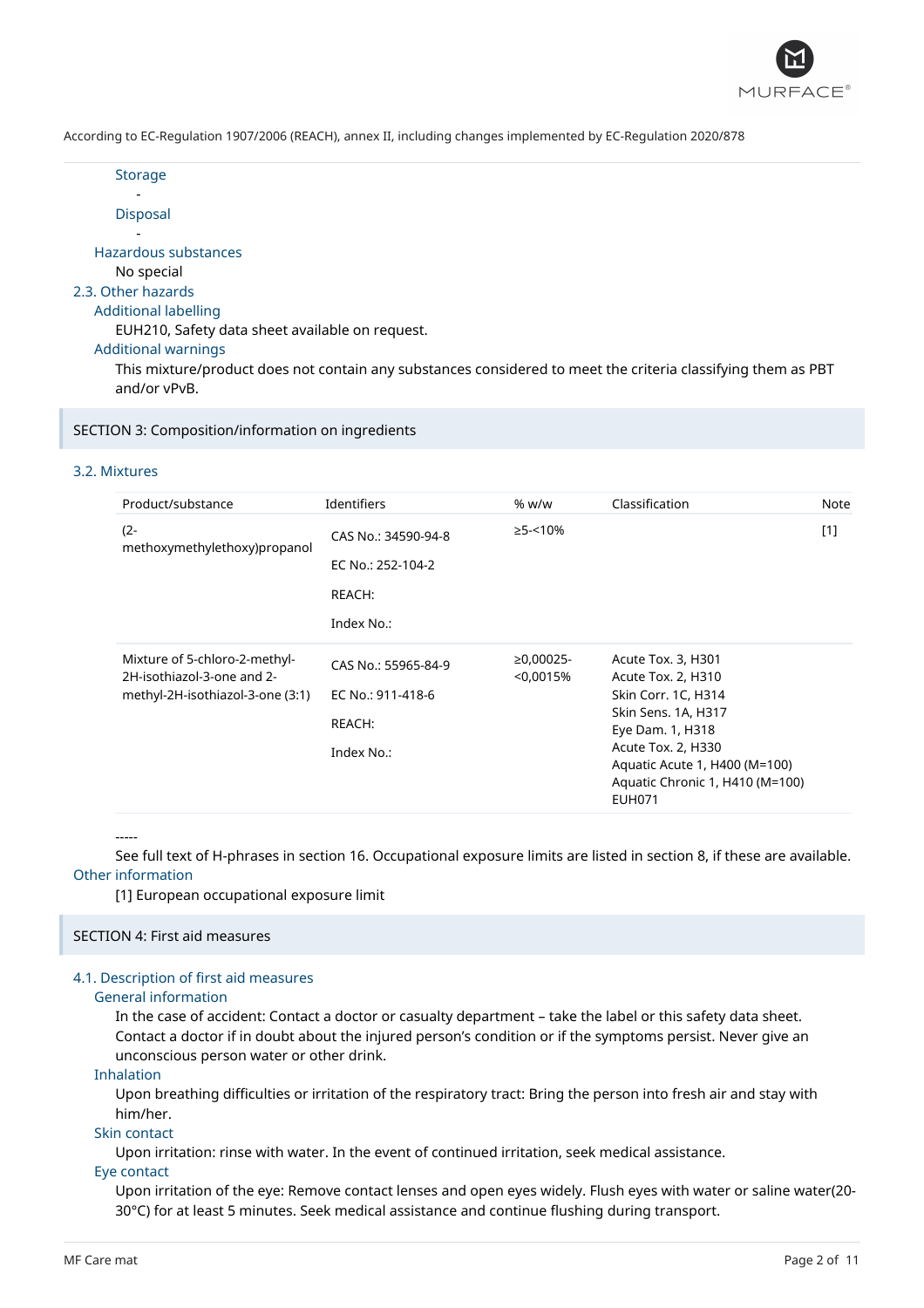According to EC-Regulation 1907/2006 (REACH), annex II, including changes implemented by EC-Regulation 2020/878

#### Storage

-

#### Disposal

-

### Hazardous substances

No special

## 2.3. Other hazards

### Additional labelling

EUH210, Safety data sheet available on request.

### Additional warnings

This mixture/product does not contain any substances considered to meet the criteria classifying them as PBT and/or vPvB.

# SECTION 3: Composition/information on ingredients

## 3.2. Mixtures

| Product/substance | Identifiers | % w/w | Classification | Note |
| --- | --- | --- | --- | --- |
| (2-methoxymethylethoxy)propanol | CAS No.: 34590-94-8<br>EC No.: 252-104-2<br>REACH:<br>Index No.: | ≥5-<10% | | [1] |
| Mixture of 5-chloro-2-methyl-2H-isothiazol-3-one and 2-methyl-2H-isothiazol-3-one (3:1) | CAS No.: 55965-84-9<br>EC No.: 911-418-6<br>REACH:<br>Index No.: | ≥0,00025-<0,0015% | Acute Tox. 3, H301<br>Acute Tox. 2, H310<br>Skin Corr. 1C, H314<br>Skin Sens. 1A, H317<br>Eye Dam. 1, H318<br>Acute Tox. 2, H330<br>Aquatic Acute 1, H400 (M=100)<br>Aquatic Chronic 1, H410 (M=100)<br>EUH071 | |

-----

See full text of H-phrases in section 16. Occupational exposure limits are listed in section 8, if these are available.

## Other information

[1] European occupational exposure limit

# SECTION 4: First aid measures

## 4.1. Description of first aid measures

### General information

In the case of accident: Contact a doctor or casualty department – take the label or this safety data sheet. Contact a doctor if in doubt about the injured person's condition or if the symptoms persist. Never give an unconscious person water or other drink.

### Inhalation

Upon breathing difficulties or irritation of the respiratory tract: Bring the person into fresh air and stay with him/her.

### Skin contact

Upon irritation: rinse with water. In the event of continued irritation, seek medical assistance.

### Eye contact

Upon irritation of the eye: Remove contact lenses and open eyes widely. Flush eyes with water or saline water(20-30°C) for at least 5 minutes. Seek medical assistance and continue flushing during transport.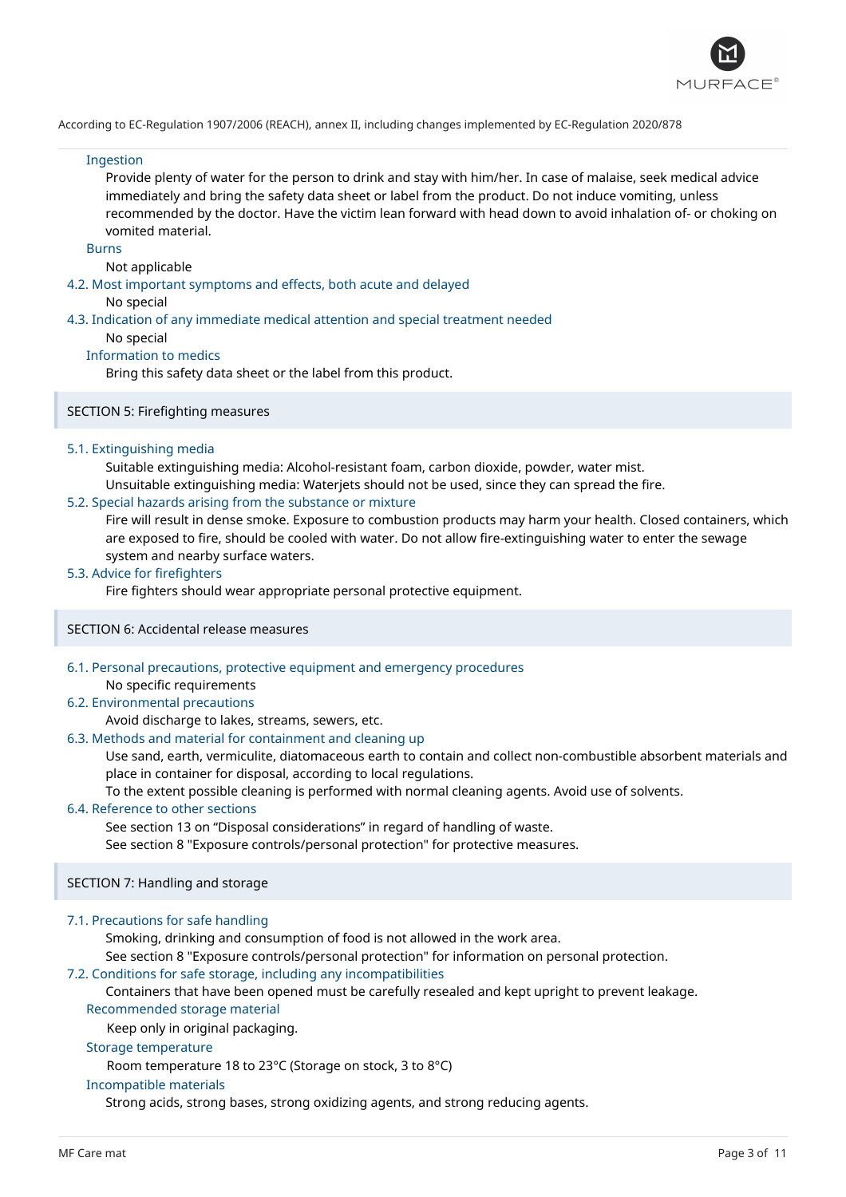#### Ingestion

Provide plenty of water for the person to drink and stay with him/her. In case of malaise, seek medical advice immediately and bring the safety data sheet or label from the product. Do not induce vomiting, unless recommended by the doctor. Have the victim lean forward with head down to avoid inhalation of- or choking on vomited material.

#### Burns

Not applicable

### 4.2. Most important symptoms and effects, both acute and delayed

No special

### 4.3. Indication of any immediate medical attention and special treatment needed

No special

#### Information to medics

Bring this safety data sheet or the label from this product.

## SECTION 5: Firefighting measures

### 5.1. Extinguishing media

Suitable extinguishing media: Alcohol-resistant foam, carbon dioxide, powder, water mist.
Unsuitable extinguishing media: Waterjets should not be used, since they can spread the fire.

### 5.2. Special hazards arising from the substance or mixture

Fire will result in dense smoke. Exposure to combustion products may harm your health. Closed containers, which are exposed to fire, should be cooled with water. Do not allow fire-extinguishing water to enter the sewage system and nearby surface waters.

### 5.3. Advice for firefighters

Fire fighters should wear appropriate personal protective equipment.

## SECTION 6: Accidental release measures

### 6.1. Personal precautions, protective equipment and emergency procedures

No specific requirements

### 6.2. Environmental precautions

Avoid discharge to lakes, streams, sewers, etc.

### 6.3. Methods and material for containment and cleaning up

Use sand, earth, vermiculite, diatomaceous earth to contain and collect non-combustible absorbent materials and place in container for disposal, according to local regulations.
To the extent possible cleaning is performed with normal cleaning agents. Avoid use of solvents.

### 6.4. Reference to other sections

See section 13 on “Disposal considerations” in regard of handling of waste.
See section 8 "Exposure controls/personal protection" for protective measures.

## SECTION 7: Handling and storage

### 7.1. Precautions for safe handling

Smoking, drinking and consumption of food is not allowed in the work area.
See section 8 "Exposure controls/personal protection" for information on personal protection.

### 7.2. Conditions for safe storage, including any incompatibilities

Containers that have been opened must be carefully resealed and kept upright to prevent leakage.

#### Recommended storage material

Keep only in original packaging.

#### Storage temperature

Room temperature 18 to 23°C (Storage on stock, 3 to 8°C)

#### Incompatible materials

Strong acids, strong bases, strong oxidizing agents, and strong reducing agents.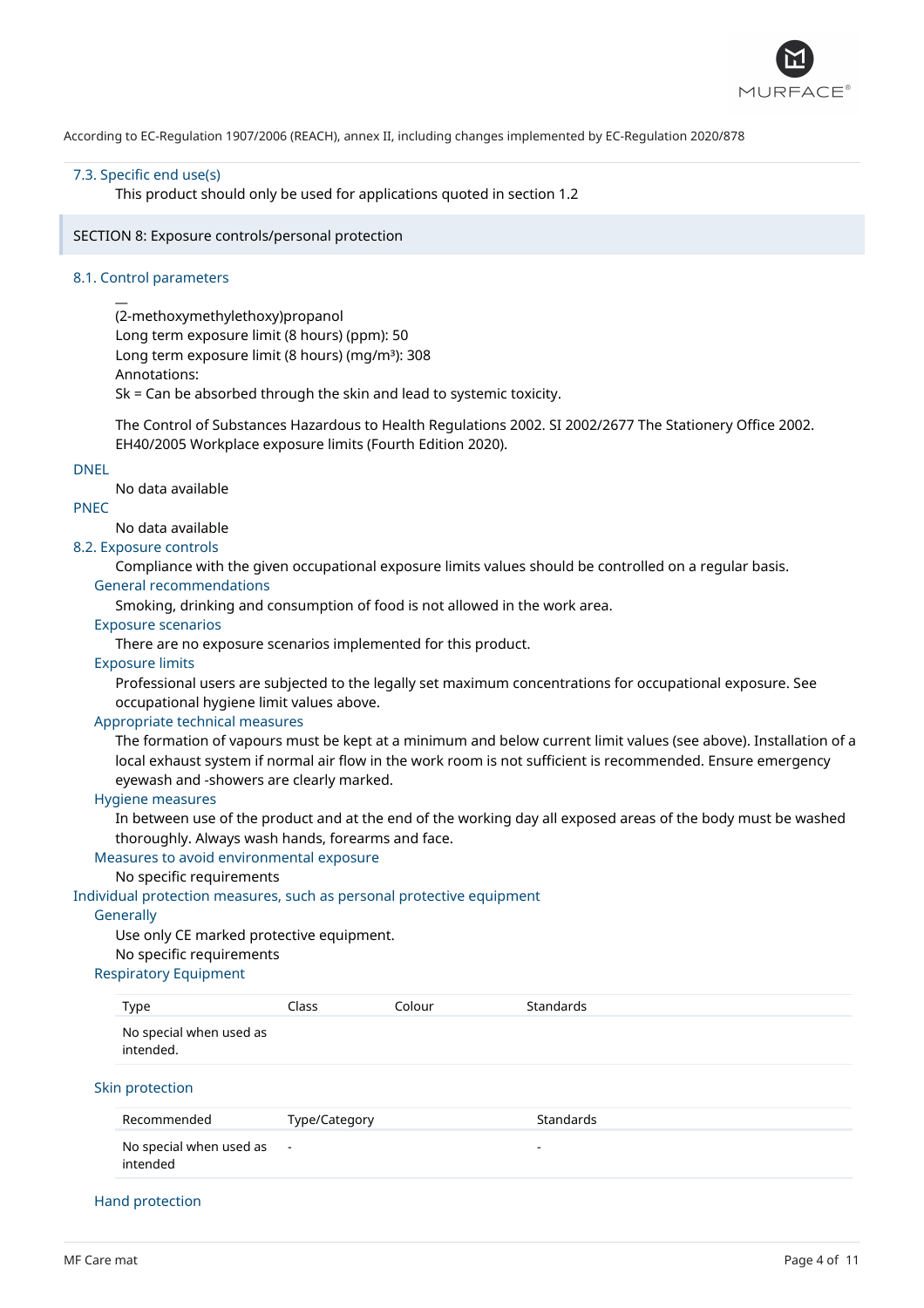According to EC-Regulation 1907/2006 (REACH), annex II, including changes implemented by EC-Regulation 2020/878

### 7.3. Specific end use(s)

This product should only be used for applications quoted in section 1.2

## SECTION 8: Exposure controls/personal protection

### 8.1. Control parameters

—

(2-methoxymethylethoxy)propanol
Long term exposure limit (8 hours) (ppm): 50
Long term exposure limit (8 hours) (mg/m³): 308
Annotations:
Sk = Can be absorbed through the skin and lead to systemic toxicity.

The Control of Substances Hazardous to Health Regulations 2002. SI 2002/2677 The Stationery Office 2002. EH40/2005 Workplace exposure limits (Fourth Edition 2020).

#### DNEL

No data available

#### PNEC

No data available

### 8.2. Exposure controls

Compliance with the given occupational exposure limits values should be controlled on a regular basis.

#### General recommendations

Smoking, drinking and consumption of food is not allowed in the work area.

#### Exposure scenarios

There are no exposure scenarios implemented for this product.

#### Exposure limits

Professional users are subjected to the legally set maximum concentrations for occupational exposure. See occupational hygiene limit values above.

#### Appropriate technical measures

The formation of vapours must be kept at a minimum and below current limit values (see above). Installation of a local exhaust system if normal air flow in the work room is not sufficient is recommended. Ensure emergency eyewash and -showers are clearly marked.

#### Hygiene measures

In between use of the product and at the end of the working day all exposed areas of the body must be washed thoroughly. Always wash hands, forearms and face.

#### Measures to avoid environmental exposure

No specific requirements

### Individual protection measures, such as personal protective equipment

#### Generally

Use only CE marked protective equipment.
No specific requirements

#### Respiratory Equipment

| Type | Class | Colour | Standards |
|---|---|---|---|
| No special when used as intended. | | | |

#### Skin protection

| Recommended | Type/Category | Standards |
|---|---|---|
| No special when used as intended | - | - |

#### Hand protection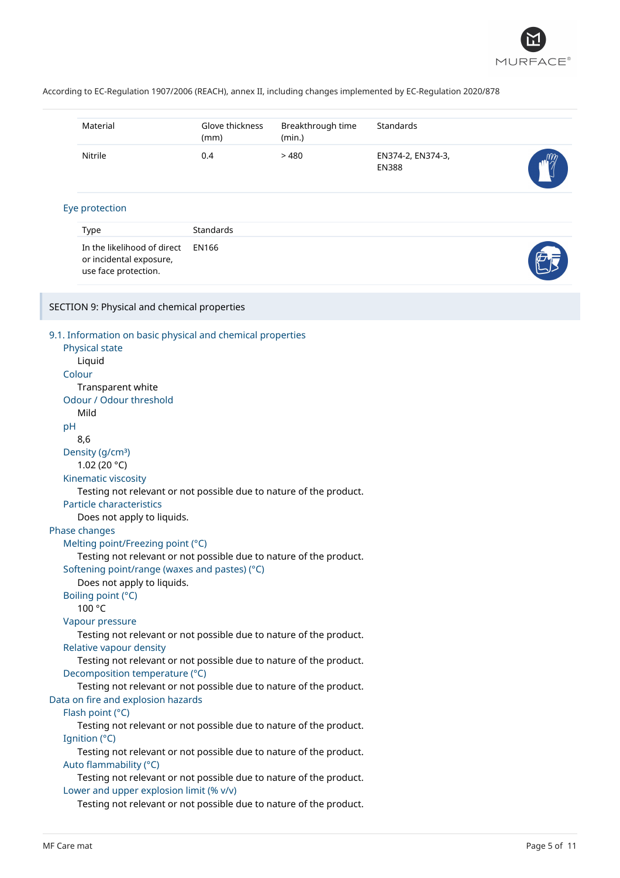According to EC-Regulation 1907/2006 (REACH), annex II, including changes implemented by EC-Regulation 2020/878

| Material | Glove thickness (mm) | Breakthrough time (min.) | Standards |
|---|---|---|---|
| Nitrile | 0.4 | > 480 | EN374-2, EN374-3, EN388 |

### Eye protection

| Type | Standards |
|---|---|
| In the likelihood of direct or incidental exposure, use face protection. | EN166 |

## SECTION 9: Physical and chemical properties

### 9.1. Information on basic physical and chemical properties

**Physical state**
Liquid

**Colour**
Transparent white

**Odour / Odour threshold**
Mild

**pH**
8,6

**Density (g/cm³)**
1.02 (20 °C)

**Kinematic viscosity**
Testing not relevant or not possible due to nature of the product.

**Particle characteristics**
Does not apply to liquids.

#### Phase changes

**Melting point/Freezing point (°C)**
Testing not relevant or not possible due to nature of the product.

**Softening point/range (waxes and pastes) (°C)**
Does not apply to liquids.

**Boiling point (°C)**
100 °C

**Vapour pressure**
Testing not relevant or not possible due to nature of the product.

**Relative vapour density**
Testing not relevant or not possible due to nature of the product.

**Decomposition temperature (°C)**
Testing not relevant or not possible due to nature of the product.

#### Data on fire and explosion hazards

**Flash point (°C)**
Testing not relevant or not possible due to nature of the product.

**Ignition (°C)**
Testing not relevant or not possible due to nature of the product.

**Auto flammability (°C)**
Testing not relevant or not possible due to nature of the product.

**Lower and upper explosion limit (% v/v)**
Testing not relevant or not possible due to nature of the product.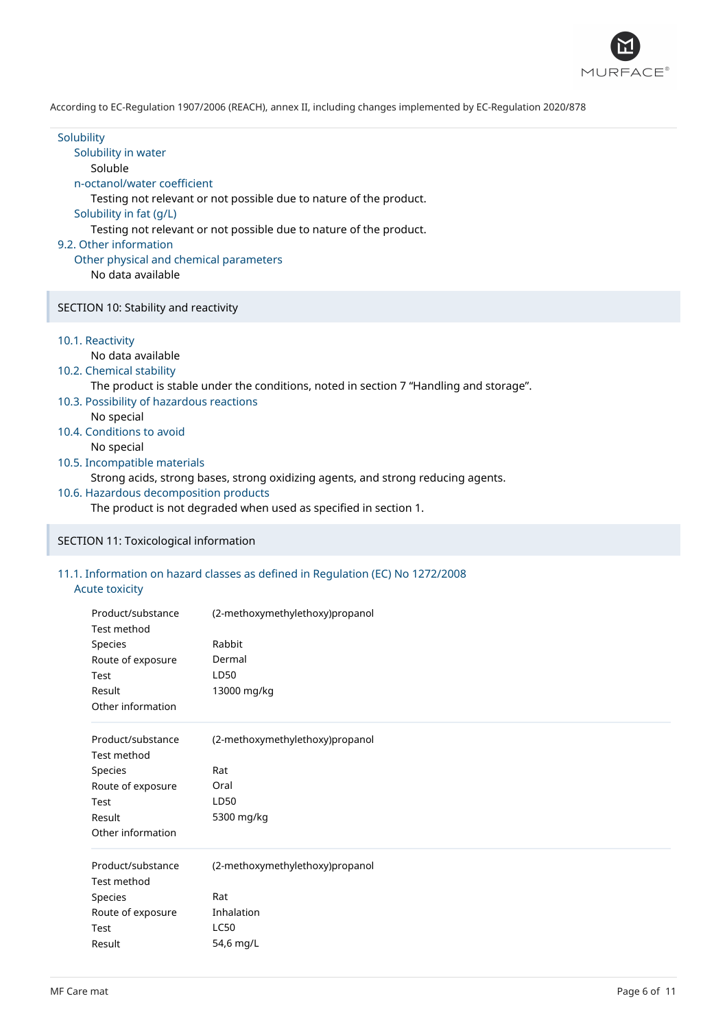Solubility

Solubility in water

Soluble

n-octanol/water coefficient

Testing not relevant or not possible due to nature of the product.

Solubility in fat (g/L)

Testing not relevant or not possible due to nature of the product.

### 9.2. Other information

Other physical and chemical parameters

No data available

## SECTION 10: Stability and reactivity

### 10.1. Reactivity

No data available

### 10.2. Chemical stability

The product is stable under the conditions, noted in section 7 “Handling and storage”.

### 10.3. Possibility of hazardous reactions

No special

### 10.4. Conditions to avoid

No special

### 10.5. Incompatible materials

Strong acids, strong bases, strong oxidizing agents, and strong reducing agents.

### 10.6. Hazardous decomposition products

The product is not degraded when used as specified in section 1.

## SECTION 11: Toxicological information

### 11.1. Information on hazard classes as defined in Regulation (EC) No 1272/2008

Acute toxicity

| | |
|---|---|
| Product/substance | (2-methoxymethylethoxy)propanol |
| Test method | |
| Species | Rabbit |
| Route of exposure | Dermal |
| Test | LD50 |
| Result | 13000 mg/kg |
| Other information | |

| | |
|---|---|
| Product/substance | (2-methoxymethylethoxy)propanol |
| Test method | |
| Species | Rat |
| Route of exposure | Oral |
| Test | LD50 |
| Result | 5300 mg/kg |
| Other information | |

| | |
|---|---|
| Product/substance | (2-methoxymethylethoxy)propanol |
| Test method | |
| Species | Rat |
| Route of exposure | Inhalation |
| Test | LC50 |
| Result | 54,6 mg/L |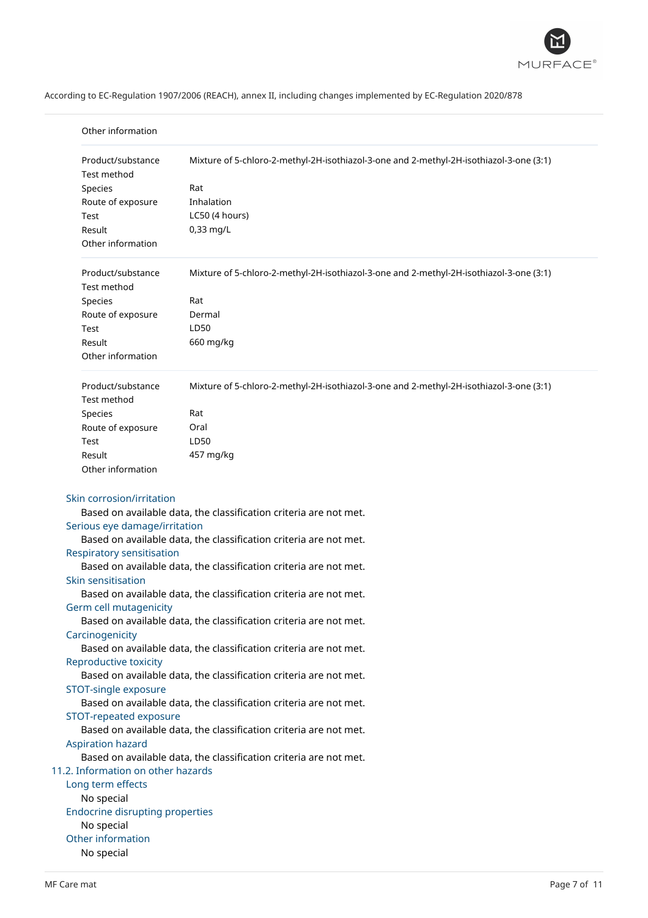Other information

| | |
|---|---|
| Product/substance | Mixture of 5-chloro-2-methyl-2H-isothiazol-3-one and 2-methyl-2H-isothiazol-3-one (3:1) |
| Test method | |
| Species | Rat |
| Route of exposure | Inhalation |
| Test | LC50 (4 hours) |
| Result | 0,33 mg/L |
| Other information | |

| | |
|---|---|
| Product/substance | Mixture of 5-chloro-2-methyl-2H-isothiazol-3-one and 2-methyl-2H-isothiazol-3-one (3:1) |
| Test method | |
| Species | Rat |
| Route of exposure | Dermal |
| Test | LD50 |
| Result | 660 mg/kg |
| Other information | |

| | |
|---|---|
| Product/substance | Mixture of 5-chloro-2-methyl-2H-isothiazol-3-one and 2-methyl-2H-isothiazol-3-one (3:1) |
| Test method | |
| Species | Rat |
| Route of exposure | Oral |
| Test | LD50 |
| Result | 457 mg/kg |
| Other information | |

### Skin corrosion/irritation
Based on available data, the classification criteria are not met.

### Serious eye damage/irritation
Based on available data, the classification criteria are not met.

### Respiratory sensitisation
Based on available data, the classification criteria are not met.

### Skin sensitisation
Based on available data, the classification criteria are not met.

### Germ cell mutagenicity
Based on available data, the classification criteria are not met.

### Carcinogenicity
Based on available data, the classification criteria are not met.

### Reproductive toxicity
Based on available data, the classification criteria are not met.

### STOT-single exposure
Based on available data, the classification criteria are not met.

### STOT-repeated exposure
Based on available data, the classification criteria are not met.

### Aspiration hazard
Based on available data, the classification criteria are not met.

## 11.2. Information on other hazards

### Long term effects
No special

### Endocrine disrupting properties
No special

### Other information
No special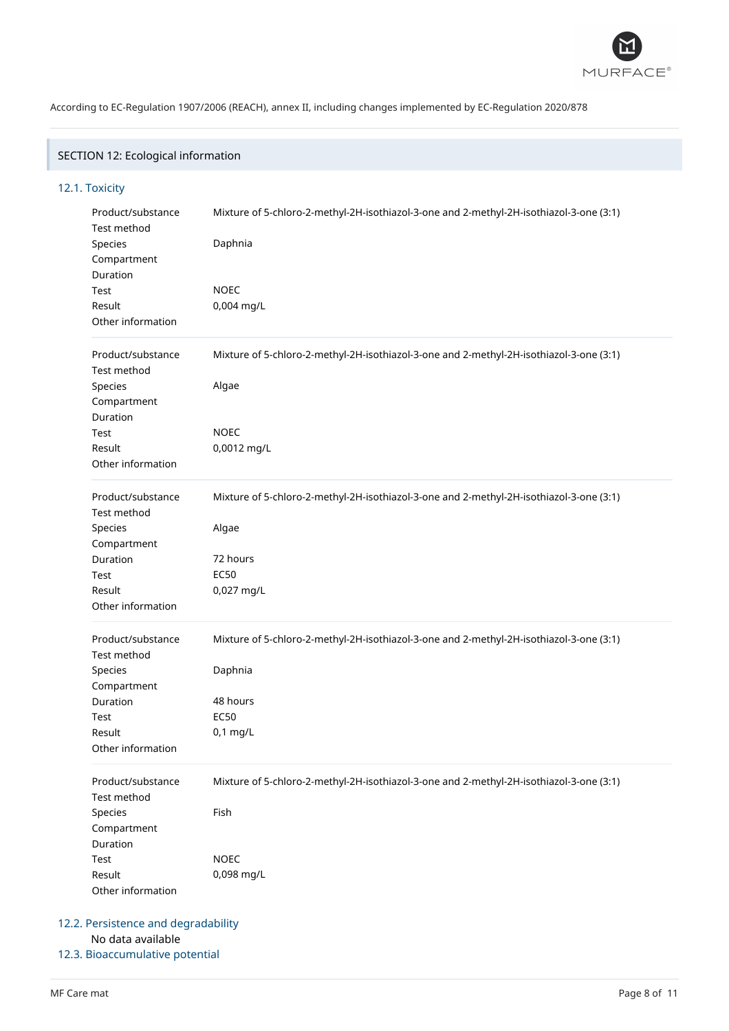According to EC-Regulation 1907/2006 (REACH), annex II, including changes implemented by EC-Regulation 2020/878

## SECTION 12: Ecological information

### 12.1. Toxicity

| | |
|---|---|
| Product/substance | Mixture of 5-chloro-2-methyl-2H-isothiazol-3-one and 2-methyl-2H-isothiazol-3-one (3:1) |
| Test method | |
| Species | Daphnia |
| Compartment | |
| Duration | |
| Test | NOEC |
| Result | 0,004 mg/L |
| Other information | |

| | |
|---|---|
| Product/substance | Mixture of 5-chloro-2-methyl-2H-isothiazol-3-one and 2-methyl-2H-isothiazol-3-one (3:1) |
| Test method | |
| Species | Algae |
| Compartment | |
| Duration | |
| Test | NOEC |
| Result | 0,0012 mg/L |
| Other information | |

| | |
|---|---|
| Product/substance | Mixture of 5-chloro-2-methyl-2H-isothiazol-3-one and 2-methyl-2H-isothiazol-3-one (3:1) |
| Test method | |
| Species | Algae |
| Compartment | |
| Duration | 72 hours |
| Test | EC50 |
| Result | 0,027 mg/L |
| Other information | |

| | |
|---|---|
| Product/substance | Mixture of 5-chloro-2-methyl-2H-isothiazol-3-one and 2-methyl-2H-isothiazol-3-one (3:1) |
| Test method | |
| Species | Daphnia |
| Compartment | |
| Duration | 48 hours |
| Test | EC50 |
| Result | 0,1 mg/L |
| Other information | |

| | |
|---|---|
| Product/substance | Mixture of 5-chloro-2-methyl-2H-isothiazol-3-one and 2-methyl-2H-isothiazol-3-one (3:1) |
| Test method | |
| Species | Fish |
| Compartment | |
| Duration | |
| Test | NOEC |
| Result | 0,098 mg/L |
| Other information | |

### 12.2. Persistence and degradability

No data available

### 12.3. Bioaccumulative potential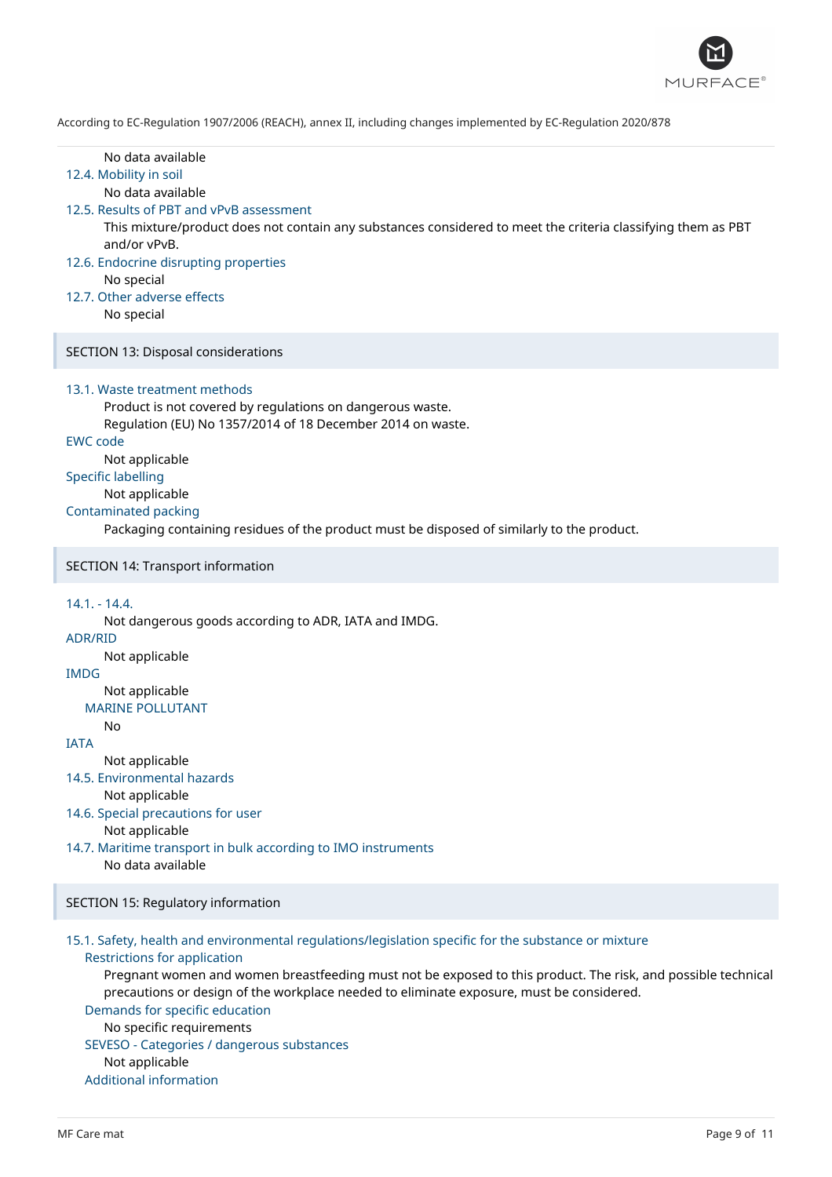No data available

12.4. Mobility in soil

No data available

12.5. Results of PBT and vPvB assessment

This mixture/product does not contain any substances considered to meet the criteria classifying them as PBT and/or vPvB.

12.6. Endocrine disrupting properties

No special

12.7. Other adverse effects

No special

## SECTION 13: Disposal considerations

13.1. Waste treatment methods

Product is not covered by regulations on dangerous waste.
Regulation (EU) No 1357/2014 of 18 December 2014 on waste.

EWC code

Not applicable

Specific labelling

Not applicable

Contaminated packing

Packaging containing residues of the product must be disposed of similarly to the product.

## SECTION 14: Transport information

14.1. - 14.4.

Not dangerous goods according to ADR, IATA and IMDG.

ADR/RID

Not applicable

IMDG

Not applicable

MARINE POLLUTANT

No

IATA

Not applicable

14.5. Environmental hazards

Not applicable

14.6. Special precautions for user

Not applicable

14.7. Maritime transport in bulk according to IMO instruments

No data available

## SECTION 15: Regulatory information

15.1. Safety, health and environmental regulations/legislation specific for the substance or mixture

Restrictions for application

Pregnant women and women breastfeeding must not be exposed to this product. The risk, and possible technical precautions or design of the workplace needed to eliminate exposure, must be considered.

Demands for specific education

No specific requirements

SEVESO - Categories / dangerous substances

Not applicable

Additional information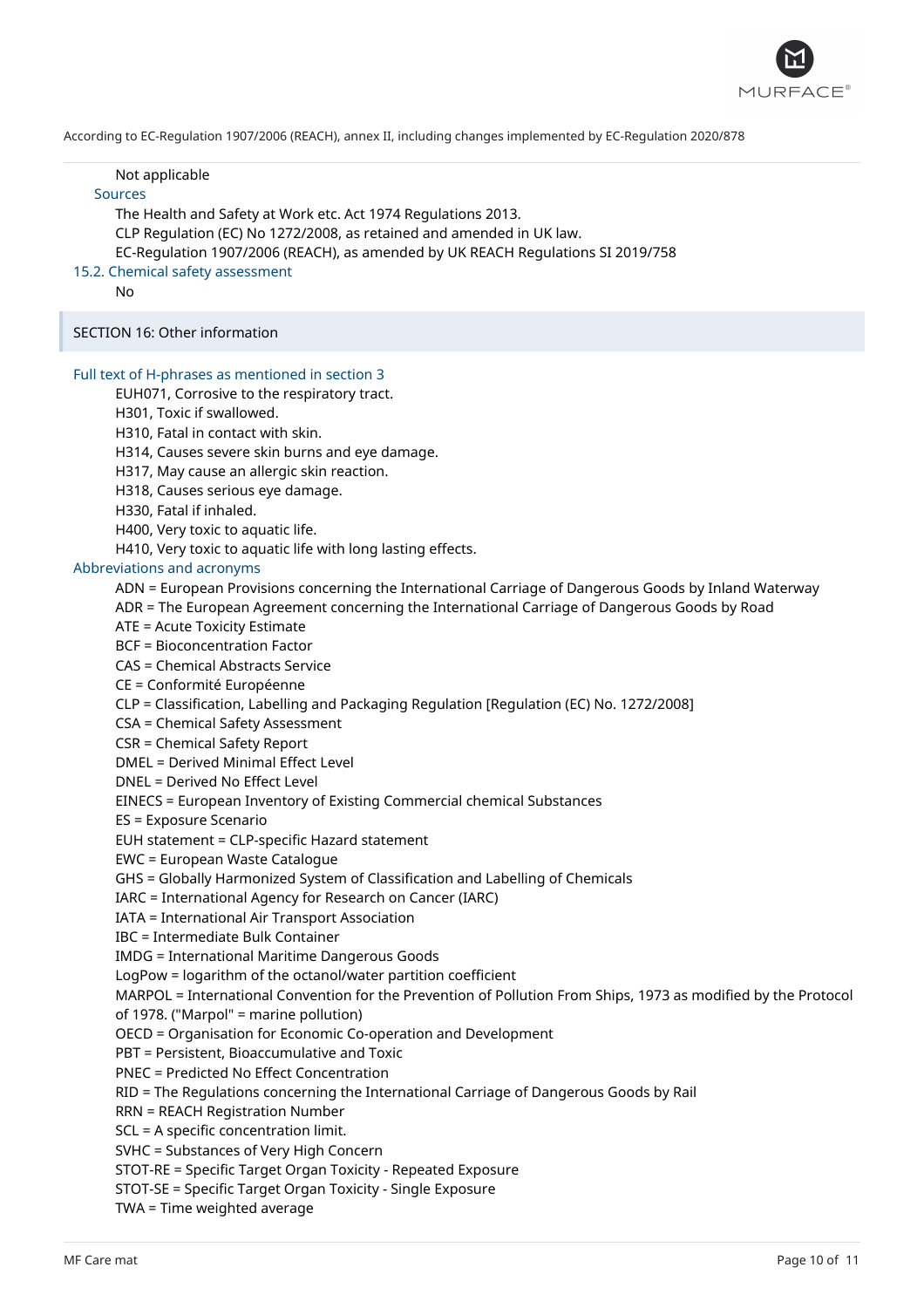Not applicable

### Sources

The Health and Safety at Work etc. Act 1974 Regulations 2013.

CLP Regulation (EC) No 1272/2008, as retained and amended in UK law.

EC-Regulation 1907/2006 (REACH), as amended by UK REACH Regulations SI 2019/758

### 15.2. Chemical safety assessment

No

## SECTION 16: Other information

### Full text of H-phrases as mentioned in section 3

EUH071, Corrosive to the respiratory tract.
H301, Toxic if swallowed.
H310, Fatal in contact with skin.
H314, Causes severe skin burns and eye damage.
H317, May cause an allergic skin reaction.
H318, Causes serious eye damage.
H330, Fatal if inhaled.
H400, Very toxic to aquatic life.
H410, Very toxic to aquatic life with long lasting effects.

### Abbreviations and acronyms

ADN = European Provisions concerning the International Carriage of Dangerous Goods by Inland Waterway
ADR = The European Agreement concerning the International Carriage of Dangerous Goods by Road
ATE = Acute Toxicity Estimate
BCF = Bioconcentration Factor
CAS = Chemical Abstracts Service
CE = Conformité Européenne
CLP = Classification, Labelling and Packaging Regulation [Regulation (EC) No. 1272/2008]
CSA = Chemical Safety Assessment
CSR = Chemical Safety Report
DMEL = Derived Minimal Effect Level
DNEL = Derived No Effect Level
EINECS = European Inventory of Existing Commercial chemical Substances
ES = Exposure Scenario
EUH statement = CLP-specific Hazard statement
EWC = European Waste Catalogue
GHS = Globally Harmonized System of Classification and Labelling of Chemicals
IARC = International Agency for Research on Cancer (IARC)
IATA = International Air Transport Association
IBC = Intermediate Bulk Container
IMDG = International Maritime Dangerous Goods
LogPow = logarithm of the octanol/water partition coefficient
MARPOL = International Convention for the Prevention of Pollution From Ships, 1973 as modified by the Protocol of 1978. ("Marpol" = marine pollution)
OECD = Organisation for Economic Co-operation and Development
PBT = Persistent, Bioaccumulative and Toxic
PNEC = Predicted No Effect Concentration
RID = The Regulations concerning the International Carriage of Dangerous Goods by Rail
RRN = REACH Registration Number
SCL = A specific concentration limit.
SVHC = Substances of Very High Concern
STOT-RE = Specific Target Organ Toxicity - Repeated Exposure
STOT-SE = Specific Target Organ Toxicity - Single Exposure
TWA = Time weighted average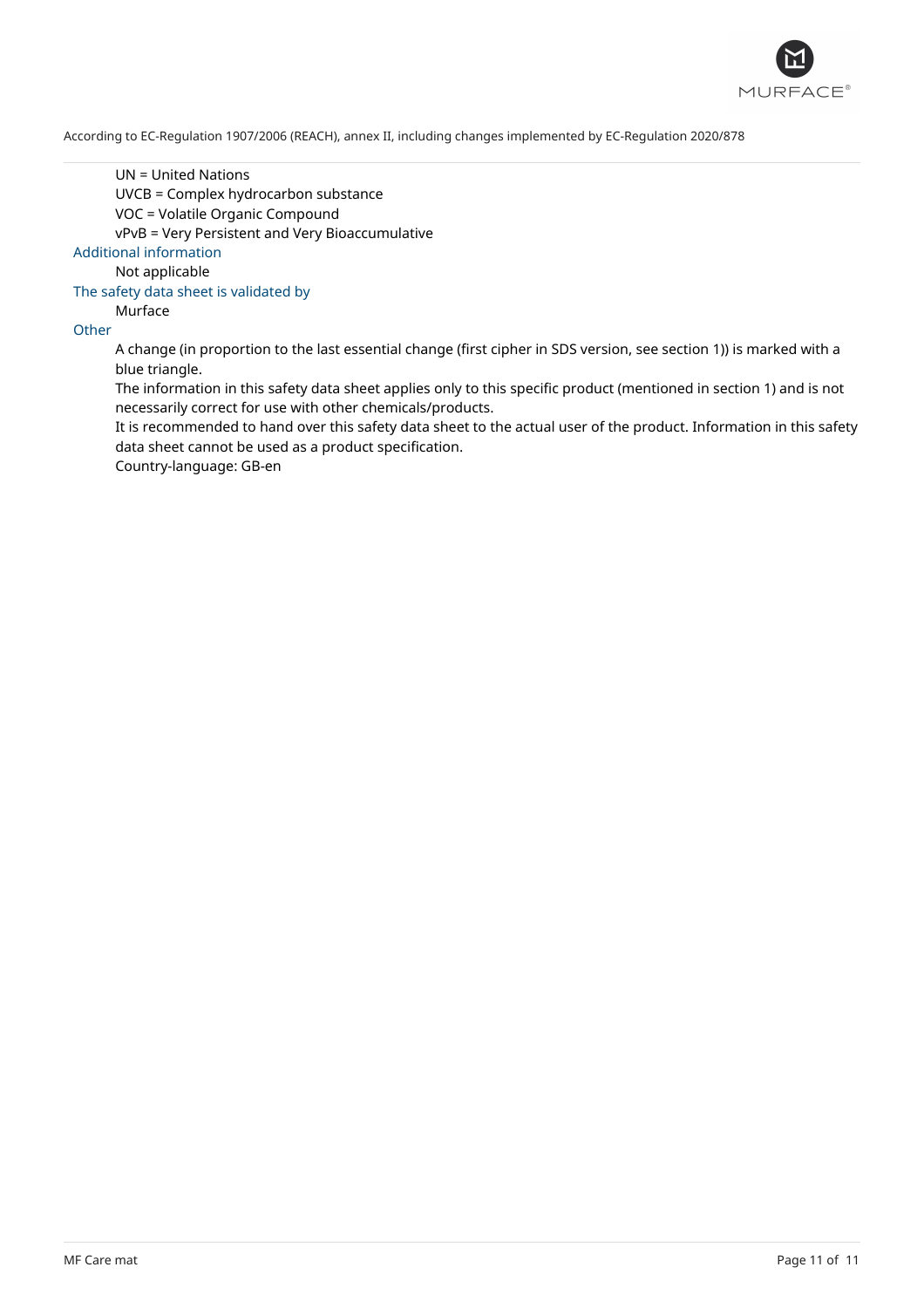UN = United Nations
UVCB = Complex hydrocarbon substance
VOC = Volatile Organic Compound
vPvB = Very Persistent and Very Bioaccumulative

### Additional information

Not applicable

### The safety data sheet is validated by

Murface

### Other

A change (in proportion to the last essential change (first cipher in SDS version, see section 1)) is marked with a blue triangle.
The information in this safety data sheet applies only to this specific product (mentioned in section 1) and is not necessarily correct for use with other chemicals/products.
It is recommended to hand over this safety data sheet to the actual user of the product. Information in this safety data sheet cannot be used as a product specification.
Country-language: GB-en